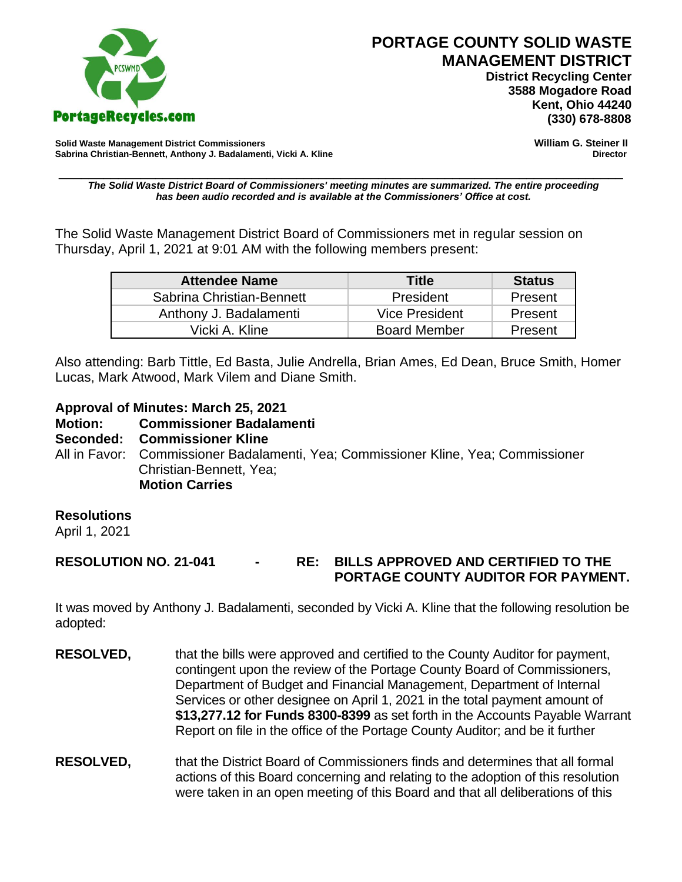PCSWMD

PortageRecycles.com

# PORTAGE COUNTY SOLID WASTE MANAGEMENT DISTRICT

**District Recycling Center**
**3588 Mogadore Road**
**Kent, Ohio 44240**
**(330) 678-8808**

**Solid Waste Management District Commissioners**
**Sabrina Christian-Bennett, Anthony J. Badalamenti, Vicki A. Kline**

**William G. Steiner II**
**Director**

---

***The Solid Waste District Board of Commissioners' meeting minutes are summarized. The entire proceeding has been audio recorded and is available at the Commissioners' Office at cost.***

The Solid Waste Management District Board of Commissioners met in regular session on Thursday, April 1, 2021 at 9:01 AM with the following members present:

| Attendee Name | Title | Status |
|---|---|---|
| Sabrina Christian-Bennett | President | Present |
| Anthony J. Badalamenti | Vice President | Present |
| Vicki A. Kline | Board Member | Present |

Also attending: Barb Tittle, Ed Basta, Julie Andrella, Brian Ames, Ed Dean, Bruce Smith, Homer Lucas, Mark Atwood, Mark Vilem and Diane Smith.

**Approval of Minutes: March 25, 2021**
**Motion: Commissioner Badalamenti**
**Seconded: Commissioner Kline**
All in Favor: Commissioner Badalamenti, Yea; Commissioner Kline, Yea; Commissioner Christian-Bennett, Yea;
**Motion Carries**

**Resolutions**
April 1, 2021

**RESOLUTION NO. 21-041 - RE: BILLS APPROVED AND CERTIFIED TO THE PORTAGE COUNTY AUDITOR FOR PAYMENT.**

It was moved by Anthony J. Badalamenti, seconded by Vicki A. Kline that the following resolution be adopted:

**RESOLVED,** that the bills were approved and certified to the County Auditor for payment, contingent upon the review of the Portage County Board of Commissioners, Department of Budget and Financial Management, Department of Internal Services or other designee on April 1, 2021 in the total payment amount of **$13,277.12 for Funds 8300-8399** as set forth in the Accounts Payable Warrant Report on file in the office of the Portage County Auditor; and be it further

**RESOLVED,** that the District Board of Commissioners finds and determines that all formal actions of this Board concerning and relating to the adoption of this resolution were taken in an open meeting of this Board and that all deliberations of this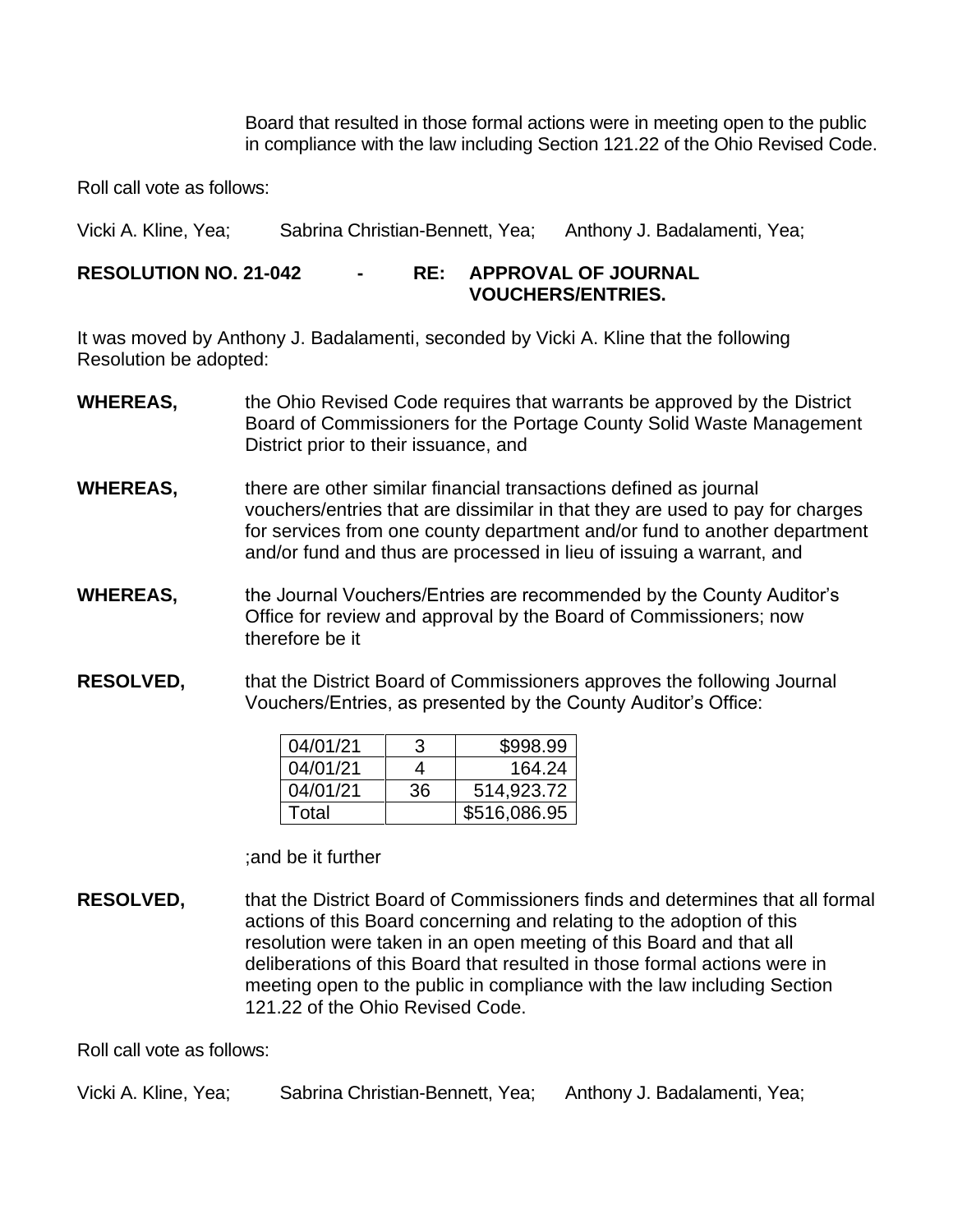Board that resulted in those formal actions were in meeting open to the public in compliance with the law including Section 121.22 of the Ohio Revised Code.

Roll call vote as follows:

Vicki A. Kline, Yea; Sabrina Christian-Bennett, Yea; Anthony J. Badalamenti, Yea;

**RESOLUTION NO. 21-042 - RE: APPROVAL OF JOURNAL VOUCHERS/ENTRIES.**

It was moved by Anthony J. Badalamenti, seconded by Vicki A. Kline that the following Resolution be adopted:

**WHEREAS,** the Ohio Revised Code requires that warrants be approved by the District Board of Commissioners for the Portage County Solid Waste Management District prior to their issuance, and

**WHEREAS,** there are other similar financial transactions defined as journal vouchers/entries that are dissimilar in that they are used to pay for charges for services from one county department and/or fund to another department and/or fund and thus are processed in lieu of issuing a warrant, and

**WHEREAS,** the Journal Vouchers/Entries are recommended by the County Auditor's Office for review and approval by the Board of Commissioners; now therefore be it

**RESOLVED,** that the District Board of Commissioners approves the following Journal Vouchers/Entries, as presented by the County Auditor's Office:

| | | |
|---|---|---|
| 04/01/21 | 3 | \$998.99 |
| 04/01/21 | 4 | 164.24 |
| 04/01/21 | 36 | 514,923.72 |
| Total | | \$516,086.95 |

;and be it further

**RESOLVED,** that the District Board of Commissioners finds and determines that all formal actions of this Board concerning and relating to the adoption of this resolution were taken in an open meeting of this Board and that all deliberations of this Board that resulted in those formal actions were in meeting open to the public in compliance with the law including Section 121.22 of the Ohio Revised Code.

Roll call vote as follows:

Vicki A. Kline, Yea; Sabrina Christian-Bennett, Yea; Anthony J. Badalamenti, Yea;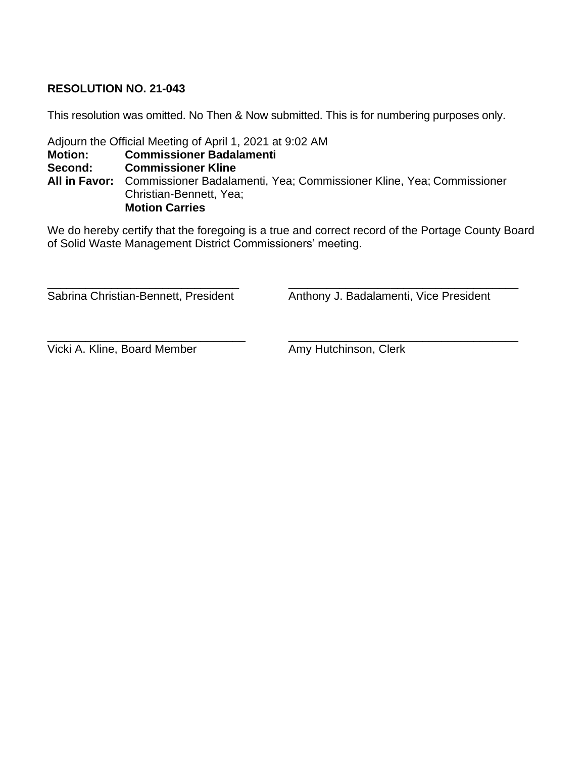**RESOLUTION NO. 21-043**

This resolution was omitted. No Then & Now submitted. This is for numbering purposes only.

Adjourn the Official Meeting of April 1, 2021 at 9:02 AM

**Motion:** **Commissioner Badalamenti**
**Second:** **Commissioner Kline**
**All in Favor:** Commissioner Badalamenti, Yea; Commissioner Kline, Yea; Commissioner Christian-Bennett, Yea;
**Motion Carries**

We do hereby certify that the foregoing is a true and correct record of the Portage County Board of Solid Waste Management District Commissioners' meeting.

| | |
|---|---|
| ______________________________ | ______________________________ |
| Sabrina Christian-Bennett, President | Anthony J. Badalamenti, Vice President |
| ______________________________ | ______________________________ |
| Vicki A. Kline, Board Member | Amy Hutchinson, Clerk |